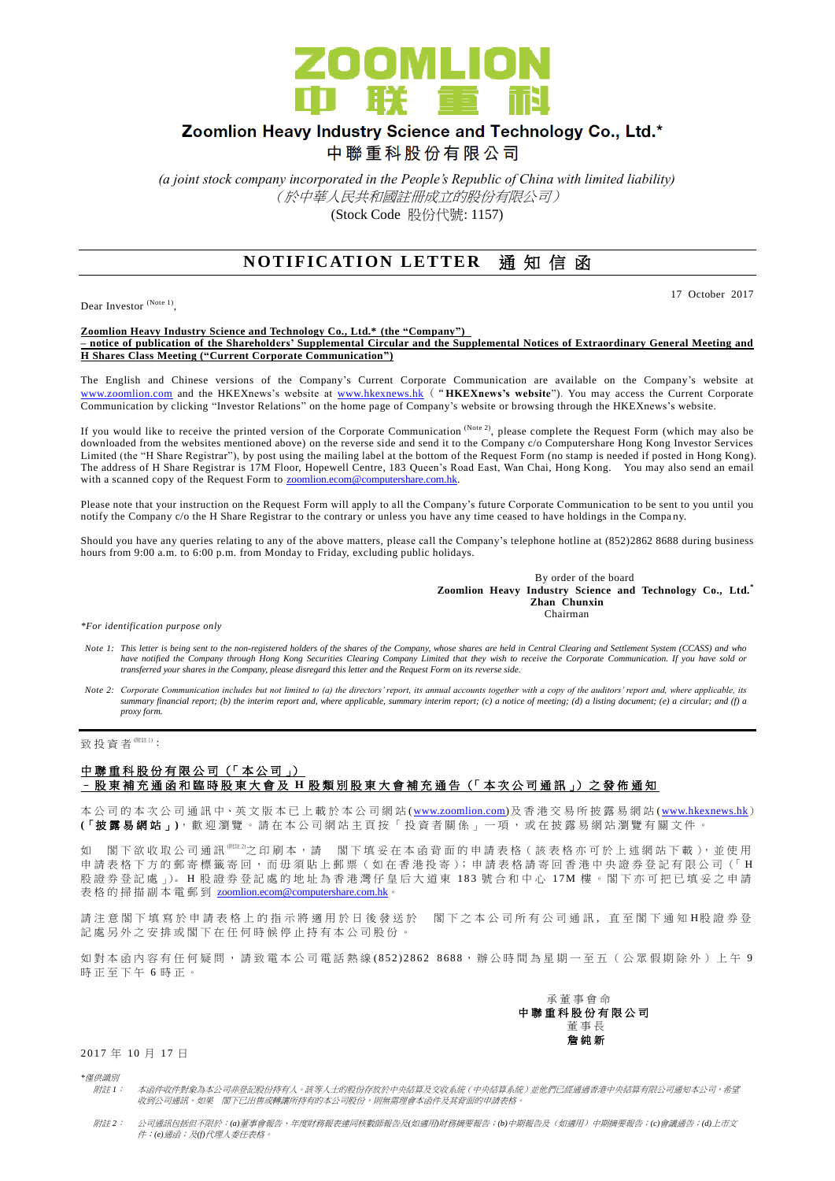# Zoomlion Heavy Industry Science and Technology Co., Ltd.*

# 中聯重科股份有限公司

*(a joint stock company incorporated in the People's Republic of China with limited liability)*
*(於中華人民共和國註冊成立的股份有限公司)*
(Stock Code 股份代號: 1157)

## NOTIFICATION LETTER 通知信函

17 October 2017

Dear Investor (Note 1),

**Zoomlion Heavy Industry Science and Technology Co., Ltd.* (the "Company") – notice of publication of the Shareholders' Supplemental Circular and the Supplemental Notices of Extraordinary General Meeting and H Shares Class Meeting ("Current Corporate Communication")**

The English and Chinese versions of the Company's Current Corporate Communication are available on the Company's website at www.zoomlion.com and the HKEXnews's website at www.hkexnews.hk ("**HKEXnews's website**"). You may access the Current Corporate Communication by clicking "Investor Relations" on the home page of Company's website or browsing through the HKEXnews's website.

If you would like to receive the printed version of the Corporate Communication (Note 2), please complete the Request Form (which may also be downloaded from the websites mentioned above) on the reverse side and send it to the Company c/o Computershare Hong Kong Investor Services Limited (the "H Share Registrar"), by post using the mailing label at the bottom of the Request Form (no stamp is needed if posted in Hong Kong). The address of H Share Registrar is 17M Floor, Hopewell Centre, 183 Queen's Road East, Wan Chai, Hong Kong. You may also send an email with a scanned copy of the Request Form to zoomlion.ecom@computershare.com.hk.

Please note that your instruction on the Request Form will apply to all the Company's future Corporate Communication to be sent to you until you notify the Company c/o the H Share Registrar to the contrary or unless you have any time ceased to have holdings in the Company.

Should you have any queries relating to any of the above matters, please call the Company's telephone hotline at (852)2862 8688 during business hours from 9:00 a.m. to 6:00 p.m. from Monday to Friday, excluding public holidays.

By order of the board
**Zoomlion Heavy Industry Science and Technology Co., Ltd.***
**Zhan Chunxin**
Chairman

*\*For identification purpose only*

*Note 1: This letter is being sent to the non-registered holders of the shares of the Company, whose shares are held in Central Clearing and Settlement System (CCASS) and who have notified the Company through Hong Kong Securities Clearing Company Limited that they wish to receive the Corporate Communication. If you have sold or transferred your shares in the Company, please disregard this letter and the Request Form on its reverse side.*

*Note 2: Corporate Communication includes but not limited to (a) the directors' report, its annual accounts together with a copy of the auditors' report and, where applicable, its summary financial report; (b) the interim report and, where applicable, summary interim report; (c) a notice of meeting; (d) a listing document; (e) a circular; and (f) a proxy form.*

---

致投資者(附註1)：

**中聯重科股份有限公司(「本公司」)**
**－股東補充通函和臨時股東大會及H股類別股東大會補充通告(「本次公司通訊」)之發佈通知**

本公司的本次公司通訊中、英文版本已上載於本公司網站(www.zoomlion.com)及香港交易所披露易網站(www.hkexnews.hk)(**「披露易網站」**)，歡迎瀏覽。請在本公司網站主頁按「投資者關係」一項，或在披露易網站瀏覽有關文件。

如 閣下欲收取公司通訊(附註2)之印刷本，請 閣下填妥在本函背面的申請表格(該表格亦可於上述網站下載)，並使用申請表格下方的郵寄標籤寄回，而毋須貼上郵票(如在香港投寄)；申請表格請寄回香港中央證券登記有限公司(「H股證券登記處」)。H股證券登記處的地址為香港灣仔皇后大道東183號合和中心17M樓。閣下亦可把已填妥之申請表格的掃描副本電郵到 zoomlion.ecom@computershare.com.hk。

請注意閣下填寫於申請表格上的指示將適用於日後發送於 閣下之本公司所有公司通訊，直至閣下通知H股證券登記處另外之安排或閣下在任何時候停止持有本公司股份。

如對本函內容有任何疑問，請致電本公司電話熱線(852)2862 8688，辦公時間為星期一至五(公眾假期除外)上午9時正至下午6時正。

承董事會命
**中聯重科股份有限公司**
董事長
**詹純新**

2017年10月17日

*\*僅供識別*

*附註1： 本函件收件對象為本公司非登記股份持有人。該等人士的股份存放於中央結算及交收系統(中央結算系統)並他們已經通過香港中央結算有限公司通知本公司，希望收到公司通訊。如果 閣下已出售或轉讓所持有的本公司股份，則無需理會本函件及其背面的申請表格。*

*附註2： 公司通訊包括但不限於：(a)董事會報告、年度財務報表連同核數師報告及(如適用)財務摘要報告；(b)中期報告及(如適用)中期摘要報告；(c)會議通告；(d)上市文件；(e)通函；及(f)代理人委任表格。*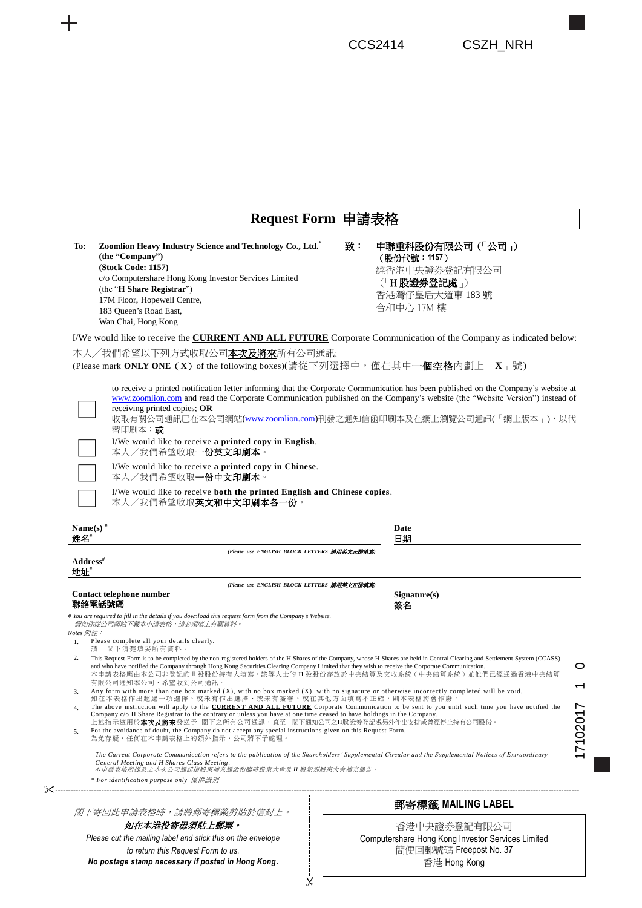CCS2414 CSZH_NRH

# Request Form 申請表格

**To:** **Zoomlion Heavy Industry Science and Technology Co., Ltd.*** 
**(the "Company")**
**(Stock Code: 1157)**
c/o Computershare Hong Kong Investor Services Limited
(the "**H Share Registrar**")
17M Floor, Hopewell Centre,
183 Queen's Road East,
Wan Chai, Hong Kong

**致：** **中聯重科股份有限公司（「公司」）**
**（股份代號：1157）**
經香港中央證券登記有限公司
（「**H股證券登記處**」）
香港灣仔皇后大道東183號
合和中心17M樓

I/We would like to receive the **CURRENT AND ALL FUTURE** Corporate Communication of the Company as indicated below:
本人／我們希望以下列方式收取公司**本次及將來**所有公司通訊:
(Please mark **ONLY ONE**（**X**）of the following boxes)(請從下列選擇中，僅在其中**一個空格**內劃上「**X**」號)

☐ to receive a printed notification letter informing that the Corporate Communication has been published on the Company's website at www.zoomlion.com and read the Corporate Communication published on the Company's website (the "Website Version") instead of receiving printed copies; **OR**
收取有關公司通訊已在本公司網站(www.zoomlion.com)刊發之通知信函印刷本及在網上瀏覽公司通訊(「網上版本」)，以代替印刷本；**或**

☐ I/We would like to receive **a printed copy in English**.
本人／我們希望收取**一份英文印刷本**。

☐ I/We would like to receive **a printed copy in Chinese**.
本人／我們希望收取**一份中文印刷本**。

☐ I/We would like to receive **both the printed English and Chinese copies**.
本人／我們希望收取**英文和中文印刷本各一份**。

**Name(s)**[#] 
**姓名**[#] ____________________ (*Please use ENGLISH BLOCK LETTERS 請用英文正楷填寫*)

**Date**
**日期** ____________________

**Address**[#] 
**地址**[#] ____________________ (*Please use ENGLISH BLOCK LETTERS 請用英文正楷填寫*)

**Contact telephone number**
**聯絡電話號碼** ____________________

**Signature(s)**
**簽名** ____________________

*# You are required to fill in the details if you download this request form from the Company's Website.*
*假如你從公司網站下載本申請表格，請必須填上有關資料。*

*Notes 附註：*

1. Please complete all your details clearly.
請 閣下清楚填妥所有資料。
2. This Request Form is to be completed by the non-registered holders of the H Shares of the Company, whose H Shares are held in Central Clearing and Settlement System (CCASS) and who have notified the Company through Hong Kong Securities Clearing Company Limited that they wish to receive the Corporate Communication.
本申請表格應由本公司非登記的H股股份持有人填寫。該等人士的H股股份存放於中央結算及交收系統（中央結算系統）並他們已經通過香港中央結算有限公司通知本公司，希望收到公司通訊。
3. Any form with more than one box marked (X), with no box marked (X), with no signature or otherwise incorrectly completed will be void.
如在本表格作出超過一項選擇、或未有作出選擇、或未有簽署，或在其他方面填寫不正確，則本表格將會作廢。
4. The above instruction will apply to the **CURRENT AND ALL FUTURE** Corporate Communication to be sent to you until such time you have notified the Company c/o H Share Registrar to the contrary or unless you have at one time ceased to have holdings in the Company.
上述指示適用於**本次及將來**發送予 閣下之所有公司通訊，直至 閣下通知公司之H股股份登記處另外作出安排或曾經停止持有公司股份。
5. For the avoidance of doubt, the Company do not accept any special instructions given on this Request Form.
為免存疑，任何在本申請表格上的額外指示，公司將不予處理。

*The Current Corporate Communication refers to the publication of the Shareholders' Supplemental Circular and the Supplemental Notices of Extraordinary General Meeting and H Shares Class Meeting.*
*本申請表格所提及之本次公司通訊指股東補充通函和臨時股東大會及H股類別股東大會補充通告。*

\* For identification purpose only 僅供識別

17102017 1 0

閣下寄回此申請表格時，請將郵寄標籤剪貼於信封上。
***如在本港投寄毋須貼上郵票。***
*Please cut the mailing label and stick this on the envelope to return this Request Form to us.*
***No postage stamp necessary if posted in Hong Kong.***

**郵寄標籤 MAILING LABEL**

香港中央證券登記有限公司
Computershare Hong Kong Investor Services Limited
簡便回郵號碼 Freepost No. 37
香港 Hong Kong